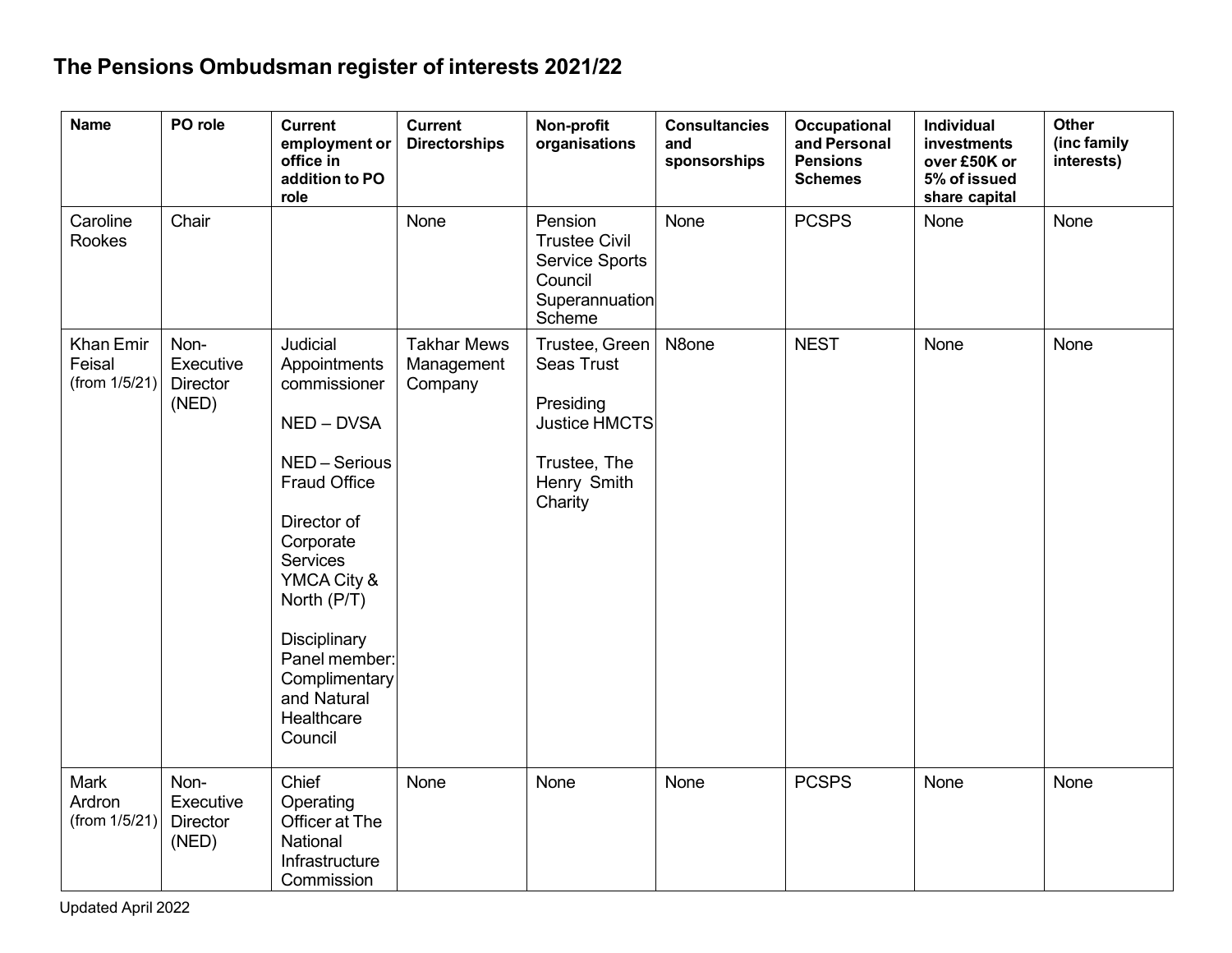# The Pensions Ombudsman register of interests 2021/22

| Name | PO role | Current employment or office in addition to PO role | Current Directorships | Non-profit organisations | Consultancies and sponsorships | Occupational and Personal Pensions Schemes | Individual investments over £50K or 5% of issued share capital | Other (inc family interests) |
|---|---|---|---|---|---|---|---|---|
| Caroline Rookes | Chair | | None | Pension Trustee Civil Service Sports Council Superannuation Scheme | None | PCSPS | None | None |
| Khan Emir Feisal (from 1/5/21) | Non-Executive Director (NED) | Judicial Appointments commissioner<br><br>NED – DVSA<br><br>NED – Serious Fraud Office<br><br>Director of Corporate Services YMCA City & North (P/T)<br><br>Disciplinary Panel member: Complimentary and Natural Healthcare Council | Takhar Mews Management Company | Trustee, Green Seas Trust<br><br>Presiding Justice HMCTS<br><br>Trustee, The Henry Smith Charity | N8one | NEST | None | None |
| Mark Ardron (from 1/5/21) | Non-Executive Director (NED) | Chief Operating Officer at The National Infrastructure Commission | None | None | None | PCSPS | None | None |

Updated April 2022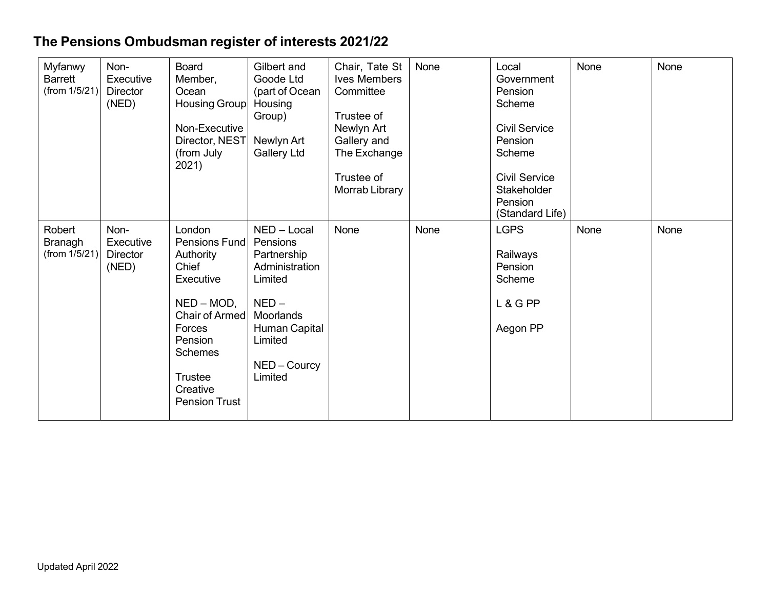## The Pensions Ombudsman register of interests 2021/22

| | | | | | | | | |
|---|---|---|---|---|---|---|---|---|
| Myfanwy Barrett (from 1/5/21) | Non-Executive Director (NED) | Board Member, Ocean Housing Group<br><br>Non-Executive Director, NEST (from July 2021) | Gilbert and Goode Ltd (part of Ocean Housing Group)<br><br>Newlyn Art Gallery Ltd | Chair, Tate St Ives Members Committee<br><br>Trustee of Newlyn Art Gallery and The Exchange<br><br>Trustee of Morrab Library | None | Local Government Pension Scheme<br><br>Civil Service Pension Scheme<br><br>Civil Service Stakeholder Pension (Standard Life) | None | None |
| Robert Branagh (from 1/5/21) | Non-Executive Director (NED) | London Pensions Fund Authority Chief Executive<br><br>NED – MOD, Chair of Armed Forces Pension Schemes<br><br>Trustee Creative Pension Trust | NED – Local Pensions Partnership Administration Limited<br><br>NED – Moorlands Human Capital Limited<br><br>NED – Courcy Limited | None | None | LGPS<br><br>Railways Pension Scheme<br><br>L & G PP<br><br>Aegon PP | None | None |

Updated April 2022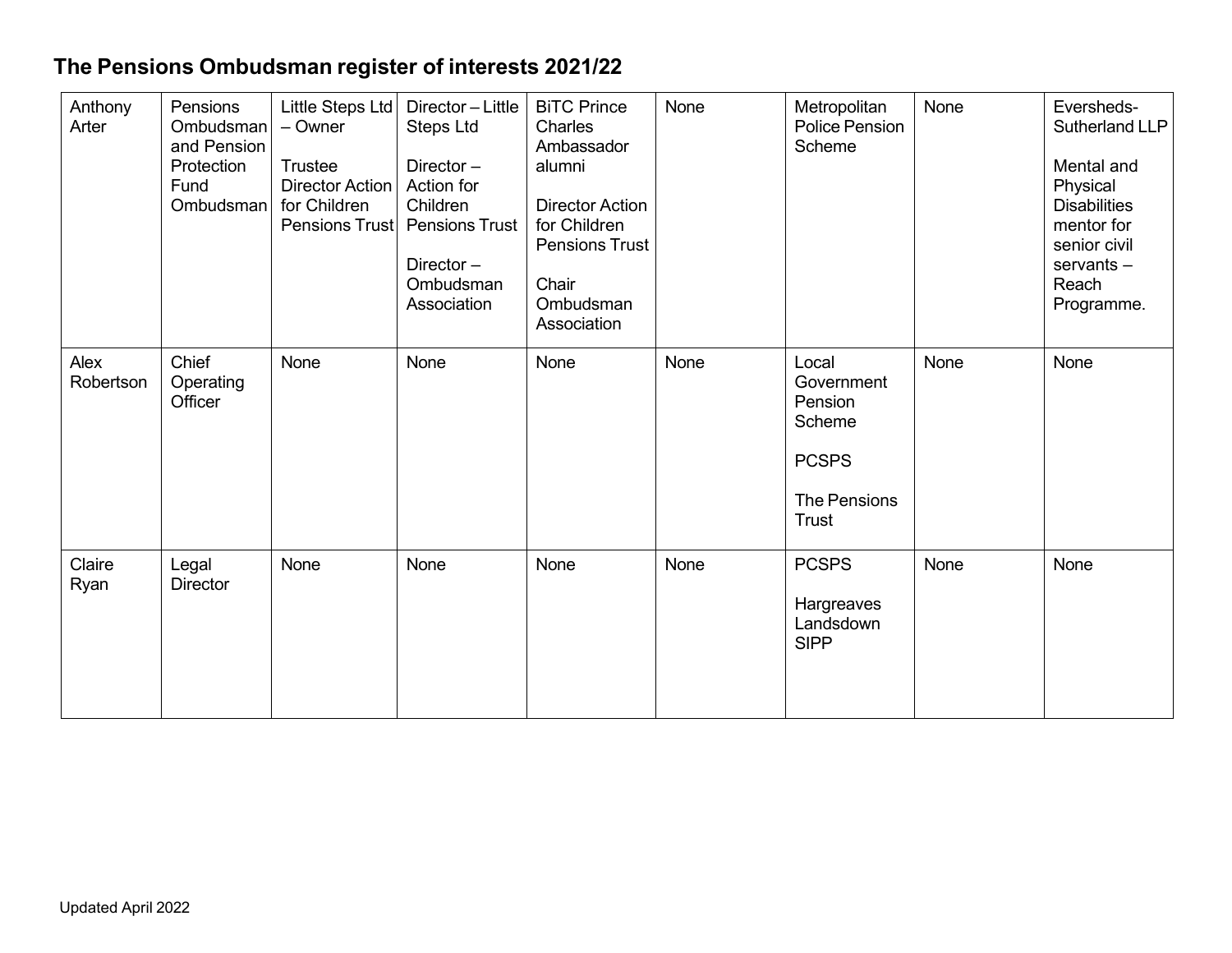## The Pensions Ombudsman register of interests 2021/22

| | | | | | | | | |
|---|---|---|---|---|---|---|---|---|
| Anthony Arter | Pensions Ombudsman and Pension Protection Fund Ombudsman | Little Steps Ltd – Owner<br><br>Trustee Director Action for Children Pensions Trust | Director – Little Steps Ltd<br><br>Director – Action for Children Pensions Trust<br><br>Director – Ombudsman Association | BiTC Prince Charles Ambassador alumni<br><br>Director Action for Children Pensions Trust<br><br>Chair Ombudsman Association | None | Metropolitan Police Pension Scheme | None | Eversheds-Sutherland LLP<br><br>Mental and Physical Disabilities mentor for senior civil servants – Reach Programme. |
| Alex Robertson | Chief Operating Officer | None | None | None | None | Local Government Pension Scheme<br><br>PCSPS<br><br>The Pensions Trust | None | None |
| Claire Ryan | Legal Director | None | None | None | None | PCSPS<br><br>Hargreaves Landsdown SIPP | None | None |

Updated April 2022